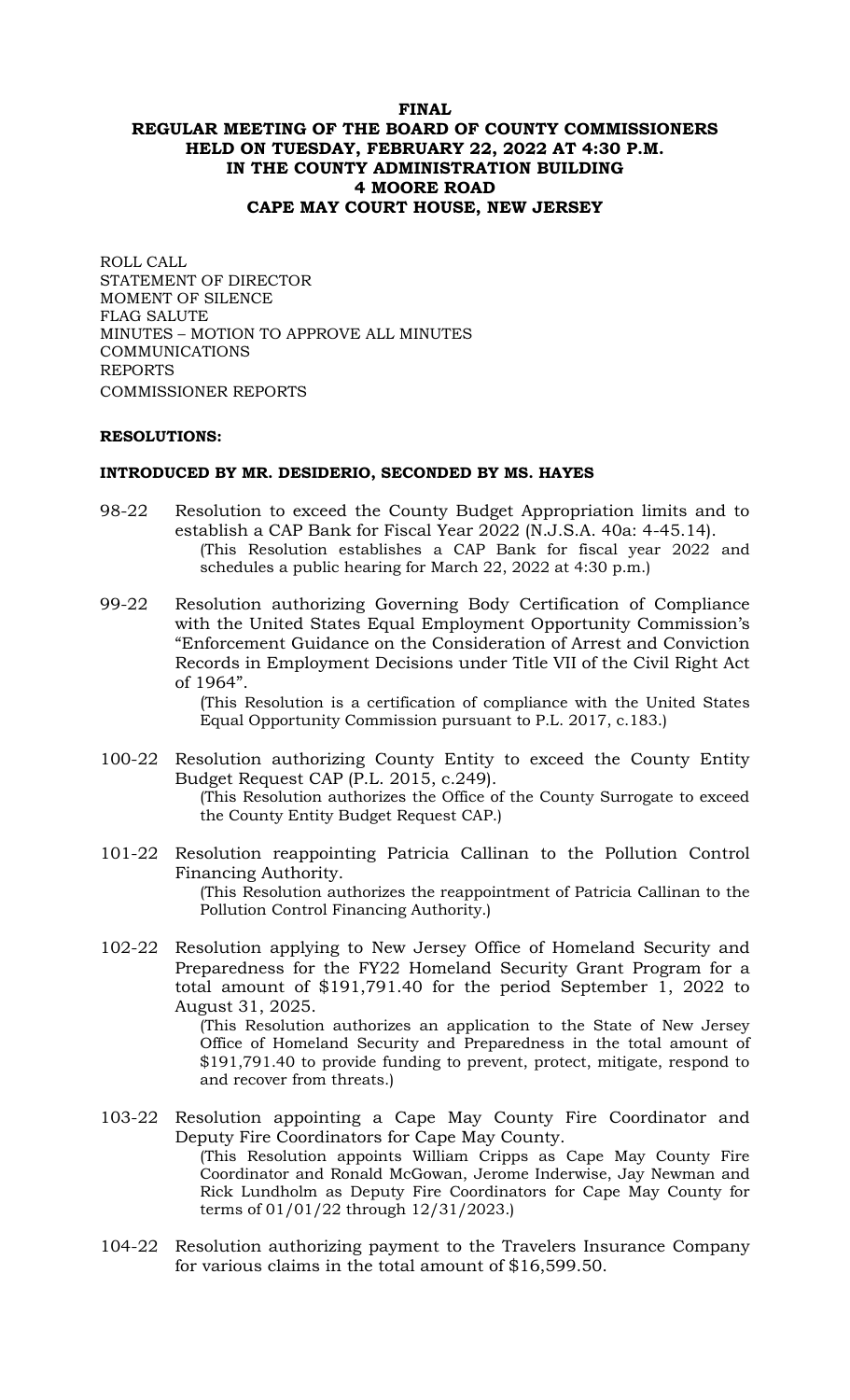**FINAL**

**REGULAR MEETING OF THE BOARD OF COUNTY COMMISSIONERS HELD ON TUESDAY, FEBRUARY 22, 2022 AT 4:30 P.M. IN THE COUNTY ADMINISTRATION BUILDING 4 MOORE ROAD CAPE MAY COURT HOUSE, NEW JERSEY**

ROLL CALL
STATEMENT OF DIRECTOR
MOMENT OF SILENCE
FLAG SALUTE
MINUTES – MOTION TO APPROVE ALL MINUTES
COMMUNICATIONS
REPORTS
COMMISSIONER REPORTS

**RESOLUTIONS:**

**INTRODUCED BY MR. DESIDERIO, SECONDED BY MS. HAYES**

98-22 Resolution to exceed the County Budget Appropriation limits and to establish a CAP Bank for Fiscal Year 2022 (N.J.S.A. 40a: 4-45.14).
(This Resolution establishes a CAP Bank for fiscal year 2022 and schedules a public hearing for March 22, 2022 at 4:30 p.m.)

99-22 Resolution authorizing Governing Body Certification of Compliance with the United States Equal Employment Opportunity Commission's "Enforcement Guidance on the Consideration of Arrest and Conviction Records in Employment Decisions under Title VII of the Civil Right Act of 1964".
(This Resolution is a certification of compliance with the United States Equal Opportunity Commission pursuant to P.L. 2017, c.183.)

100-22 Resolution authorizing County Entity to exceed the County Entity Budget Request CAP (P.L. 2015, c.249).
(This Resolution authorizes the Office of the County Surrogate to exceed the County Entity Budget Request CAP.)

101-22 Resolution reappointing Patricia Callinan to the Pollution Control Financing Authority.
(This Resolution authorizes the reappointment of Patricia Callinan to the Pollution Control Financing Authority.)

102-22 Resolution applying to New Jersey Office of Homeland Security and Preparedness for the FY22 Homeland Security Grant Program for a total amount of $191,791.40 for the period September 1, 2022 to August 31, 2025.
(This Resolution authorizes an application to the State of New Jersey Office of Homeland Security and Preparedness in the total amount of $191,791.40 to provide funding to prevent, protect, mitigate, respond to and recover from threats.)

103-22 Resolution appointing a Cape May County Fire Coordinator and Deputy Fire Coordinators for Cape May County.
(This Resolution appoints William Cripps as Cape May County Fire Coordinator and Ronald McGowan, Jerome Inderwise, Jay Newman and Rick Lundholm as Deputy Fire Coordinators for Cape May County for terms of 01/01/22 through 12/31/2023.)

104-22 Resolution authorizing payment to the Travelers Insurance Company for various claims in the total amount of $16,599.50.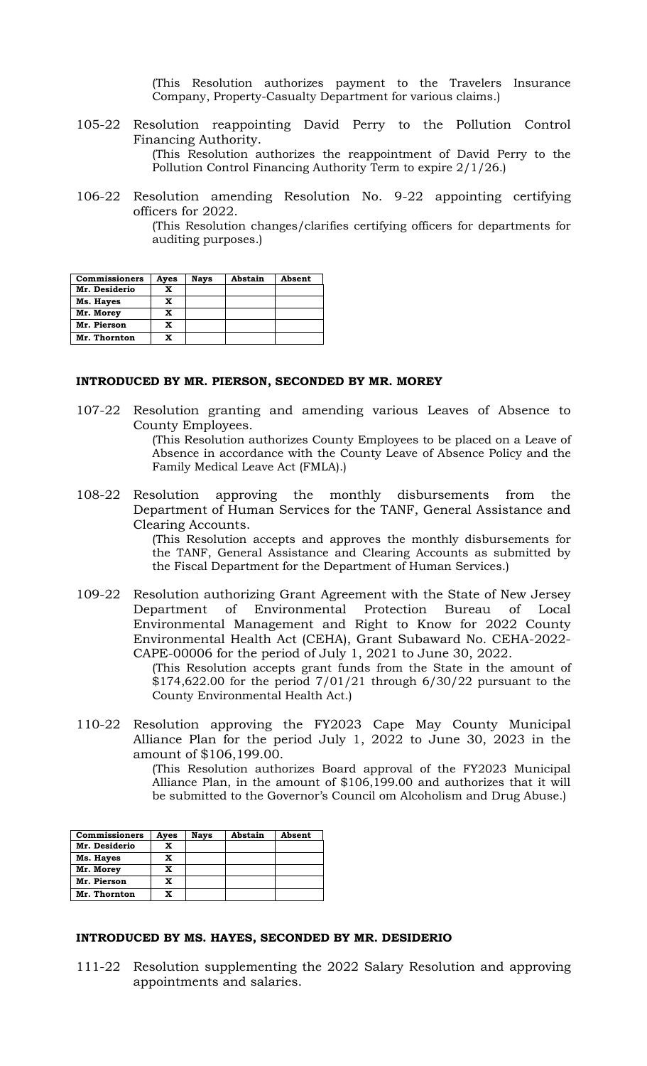(This Resolution authorizes payment to the Travelers Insurance Company, Property-Casualty Department for various claims.)

105-22 Resolution reappointing David Perry to the Pollution Control Financing Authority.

(This Resolution authorizes the reappointment of David Perry to the Pollution Control Financing Authority Term to expire 2/1/26.)

106-22 Resolution amending Resolution No. 9-22 appointing certifying officers for 2022.

(This Resolution changes/clarifies certifying officers for departments for auditing purposes.)

| Commissioners | Ayes | Nays | Abstain | Absent |
|---|---|---|---|---|
| Mr. Desiderio | X | | | |
| Ms. Hayes | X | | | |
| Mr. Morey | X | | | |
| Mr. Pierson | X | | | |
| Mr. Thornton | X | | | |

**INTRODUCED BY MR. PIERSON, SECONDED BY MR. MOREY**

107-22 Resolution granting and amending various Leaves of Absence to County Employees.

(This Resolution authorizes County Employees to be placed on a Leave of Absence in accordance with the County Leave of Absence Policy and the Family Medical Leave Act (FMLA).)

108-22 Resolution approving the monthly disbursements from the Department of Human Services for the TANF, General Assistance and Clearing Accounts.

(This Resolution accepts and approves the monthly disbursements for the TANF, General Assistance and Clearing Accounts as submitted by the Fiscal Department for the Department of Human Services.)

109-22 Resolution authorizing Grant Agreement with the State of New Jersey Department of Environmental Protection Bureau of Local Environmental Management and Right to Know for 2022 County Environmental Health Act (CEHA), Grant Subaward No. CEHA-2022-CAPE-00006 for the period of July 1, 2021 to June 30, 2022.

(This Resolution accepts grant funds from the State in the amount of $174,622.00 for the period 7/01/21 through 6/30/22 pursuant to the County Environmental Health Act.)

110-22 Resolution approving the FY2023 Cape May County Municipal Alliance Plan for the period July 1, 2022 to June 30, 2023 in the amount of $106,199.00.

(This Resolution authorizes Board approval of the FY2023 Municipal Alliance Plan, in the amount of $106,199.00 and authorizes that it will be submitted to the Governor's Council om Alcoholism and Drug Abuse.)

| Commissioners | Ayes | Nays | Abstain | Absent |
|---|---|---|---|---|
| Mr. Desiderio | X | | | |
| Ms. Hayes | X | | | |
| Mr. Morey | X | | | |
| Mr. Pierson | X | | | |
| Mr. Thornton | X | | | |

**INTRODUCED BY MS. HAYES, SECONDED BY MR. DESIDERIO**

111-22 Resolution supplementing the 2022 Salary Resolution and approving appointments and salaries.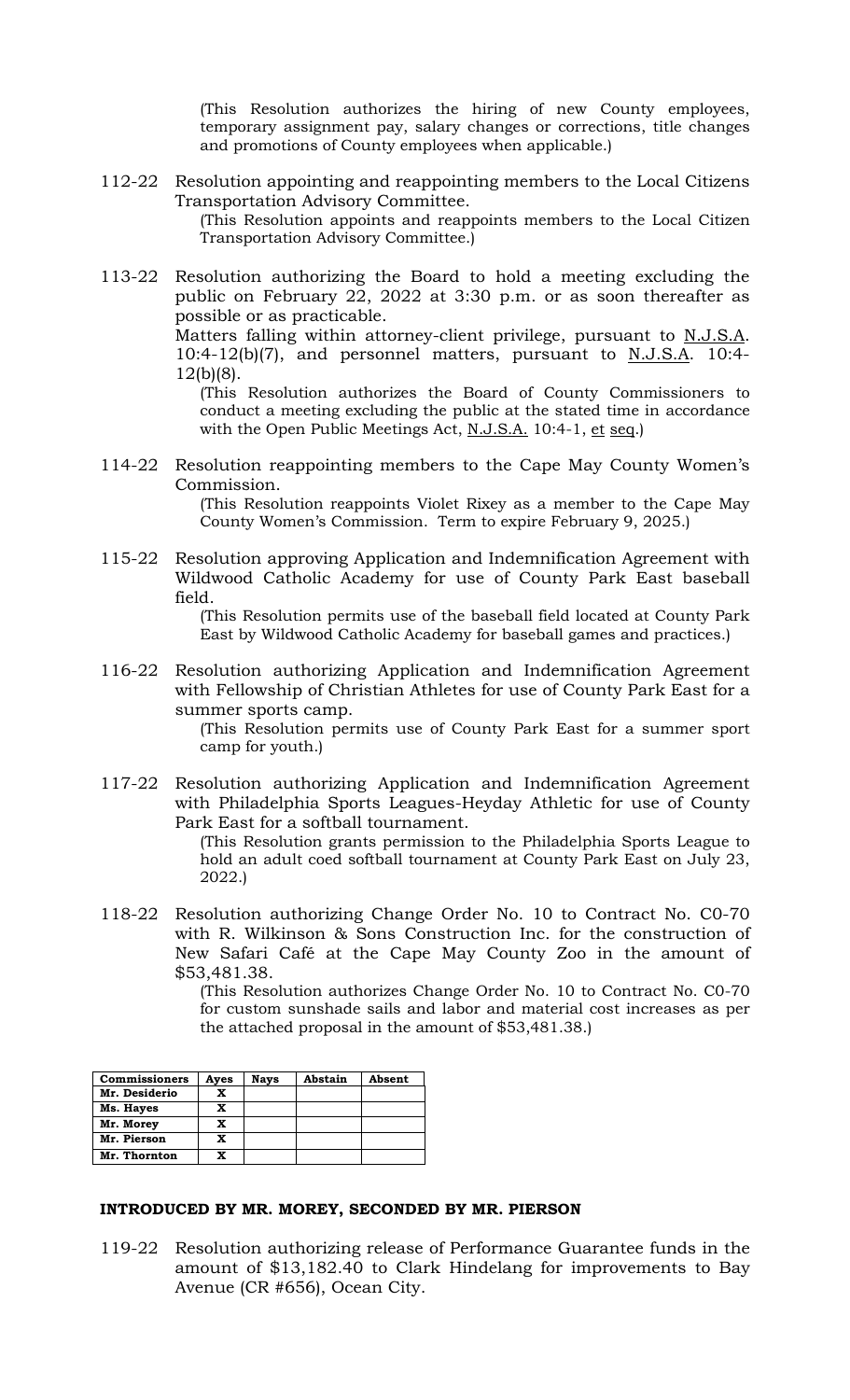(This Resolution authorizes the hiring of new County employees, temporary assignment pay, salary changes or corrections, title changes and promotions of County employees when applicable.)

112-22 Resolution appointing and reappointing members to the Local Citizens Transportation Advisory Committee.

(This Resolution appoints and reappoints members to the Local Citizen Transportation Advisory Committee.)

113-22 Resolution authorizing the Board to hold a meeting excluding the public on February 22, 2022 at 3:30 p.m. or as soon thereafter as possible or as practicable.

Matters falling within attorney-client privilege, pursuant to N.J.S.A. 10:4-12(b)(7), and personnel matters, pursuant to N.J.S.A. 10:4-12(b)(8).

(This Resolution authorizes the Board of County Commissioners to conduct a meeting excluding the public at the stated time in accordance with the Open Public Meetings Act, N.J.S.A. 10:4-1, et seq.)

114-22 Resolution reappointing members to the Cape May County Women's Commission.

(This Resolution reappoints Violet Rixey as a member to the Cape May County Women's Commission. Term to expire February 9, 2025.)

115-22 Resolution approving Application and Indemnification Agreement with Wildwood Catholic Academy for use of County Park East baseball field.

(This Resolution permits use of the baseball field located at County Park East by Wildwood Catholic Academy for baseball games and practices.)

116-22 Resolution authorizing Application and Indemnification Agreement with Fellowship of Christian Athletes for use of County Park East for a summer sports camp.

(This Resolution permits use of County Park East for a summer sport camp for youth.)

117-22 Resolution authorizing Application and Indemnification Agreement with Philadelphia Sports Leagues-Heyday Athletic for use of County Park East for a softball tournament.

(This Resolution grants permission to the Philadelphia Sports League to hold an adult coed softball tournament at County Park East on July 23, 2022.)

118-22 Resolution authorizing Change Order No. 10 to Contract No. C0-70 with R. Wilkinson & Sons Construction Inc. for the construction of New Safari Café at the Cape May County Zoo in the amount of $53,481.38.

(This Resolution authorizes Change Order No. 10 to Contract No. C0-70 for custom sunshade sails and labor and material cost increases as per the attached proposal in the amount of $53,481.38.)

| Commissioners | Ayes | Nays | Abstain | Absent |
|---|---|---|---|---|
| Mr. Desiderio | X | | | |
| Ms. Hayes | X | | | |
| Mr. Morey | X | | | |
| Mr. Pierson | X | | | |
| Mr. Thornton | X | | | |

**INTRODUCED BY MR. MOREY, SECONDED BY MR. PIERSON**

119-22 Resolution authorizing release of Performance Guarantee funds in the amount of $13,182.40 to Clark Hindelang for improvements to Bay Avenue (CR #656), Ocean City.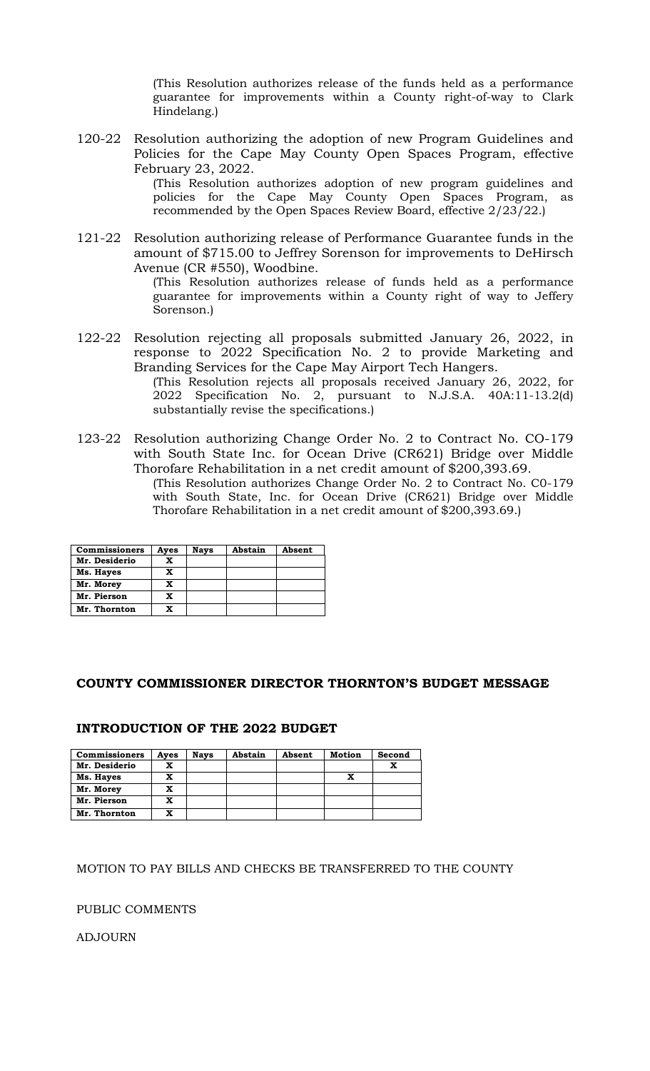(This Resolution authorizes release of the funds held as a performance guarantee for improvements within a County right-of-way to Clark Hindelang.)

120-22 Resolution authorizing the adoption of new Program Guidelines and Policies for the Cape May County Open Spaces Program, effective February 23, 2022.

(This Resolution authorizes adoption of new program guidelines and policies for the Cape May County Open Spaces Program, as recommended by the Open Spaces Review Board, effective 2/23/22.)

121-22 Resolution authorizing release of Performance Guarantee funds in the amount of $715.00 to Jeffrey Sorenson for improvements to DeHirsch Avenue (CR #550), Woodbine.

(This Resolution authorizes release of funds held as a performance guarantee for improvements within a County right of way to Jeffery Sorenson.)

122-22 Resolution rejecting all proposals submitted January 26, 2022, in response to 2022 Specification No. 2 to provide Marketing and Branding Services for the Cape May Airport Tech Hangers.

(This Resolution rejects all proposals received January 26, 2022, for 2022 Specification No. 2, pursuant to N.J.S.A. 40A:11-13.2(d) substantially revise the specifications.)

123-22 Resolution authorizing Change Order No. 2 to Contract No. CO-179 with South State Inc. for Ocean Drive (CR621) Bridge over Middle Thorofare Rehabilitation in a net credit amount of $200,393.69.

(This Resolution authorizes Change Order No. 2 to Contract No. C0-179 with South State, Inc. for Ocean Drive (CR621) Bridge over Middle Thorofare Rehabilitation in a net credit amount of $200,393.69.)

| Commissioners | Ayes | Nays | Abstain | Absent |
|---|---|---|---|---|
| Mr. Desiderio | X | | | |
| Ms. Hayes | X | | | |
| Mr. Morey | X | | | |
| Mr. Pierson | X | | | |
| Mr. Thornton | X | | | |

## COUNTY COMMISSIONER DIRECTOR THORNTON'S BUDGET MESSAGE

## INTRODUCTION OF THE 2022 BUDGET

| Commissioners | Ayes | Nays | Abstain | Absent | Motion | Second |
|---|---|---|---|---|---|---|
| Mr. Desiderio | X | | | | | X |
| Ms. Hayes | X | | | | X | |
| Mr. Morey | X | | | | | |
| Mr. Pierson | X | | | | | |
| Mr. Thornton | X | | | | | |

MOTION TO PAY BILLS AND CHECKS BE TRANSFERRED TO THE COUNTY

PUBLIC COMMENTS

ADJOURN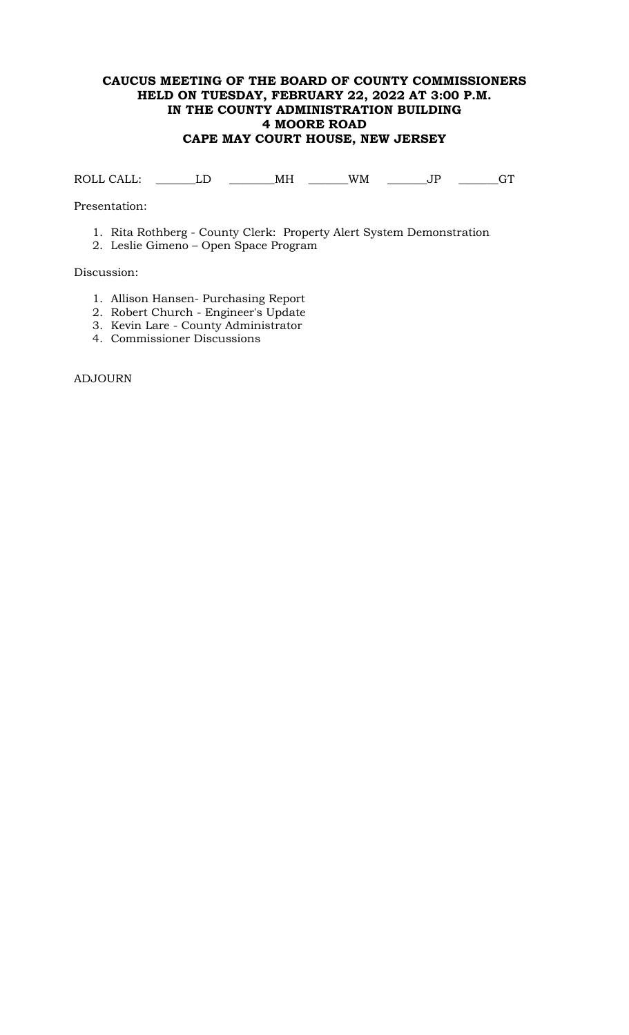**CAUCUS MEETING OF THE BOARD OF COUNTY COMMISSIONERS**
**HELD ON TUESDAY, FEBRUARY 22, 2022 AT 3:00 P.M.**
**IN THE COUNTY ADMINISTRATION BUILDING**
**4 MOORE ROAD**
**CAPE MAY COURT HOUSE, NEW JERSEY**

ROLL CALL: _______LD ________MH _______WM _______JP _______GT

Presentation:

1. Rita Rothberg - County Clerk: Property Alert System Demonstration
2. Leslie Gimeno – Open Space Program

Discussion:

1. Allison Hansen- Purchasing Report
2. Robert Church - Engineer's Update
3. Kevin Lare - County Administrator
4. Commissioner Discussions

ADJOURN